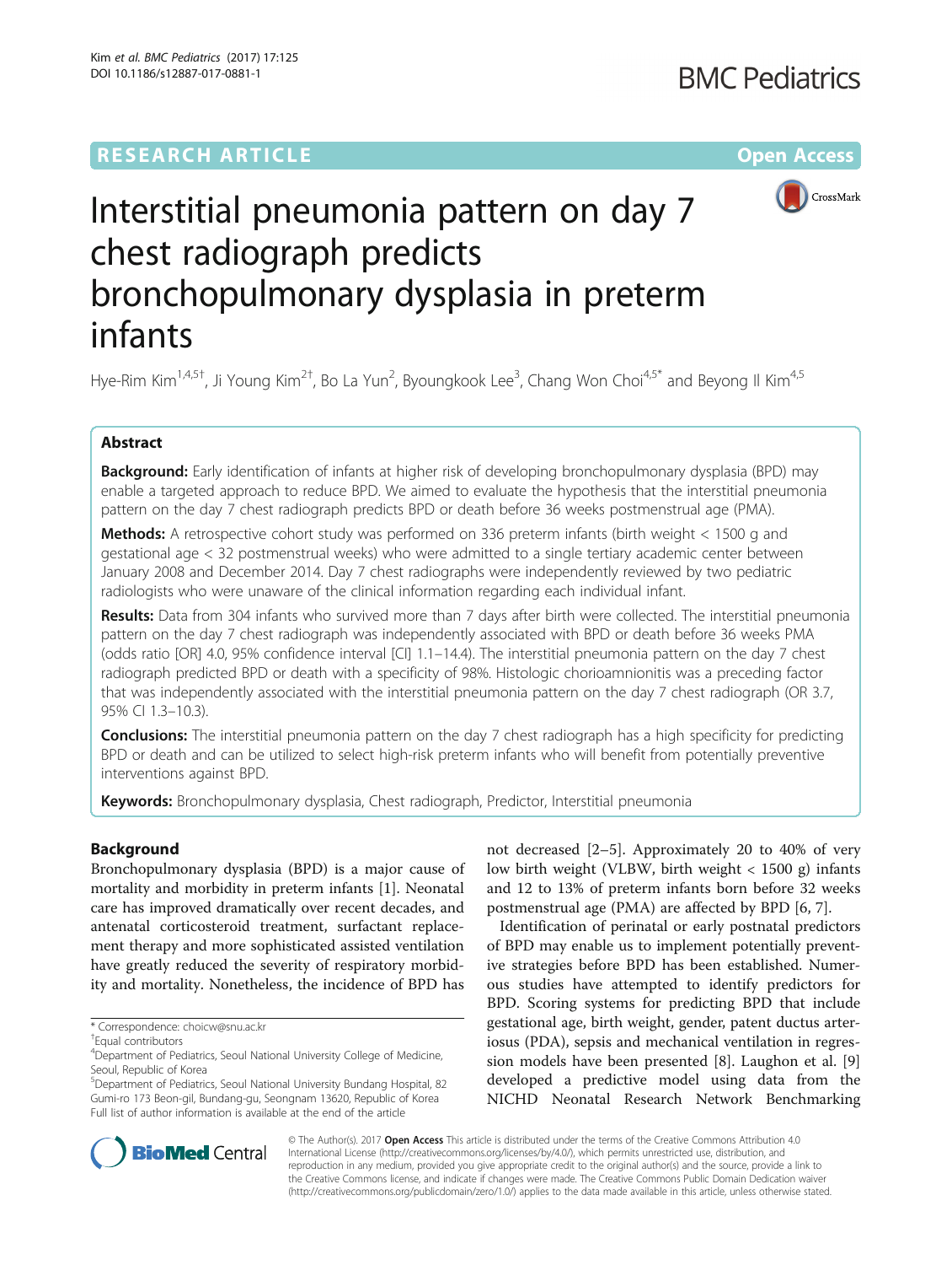RESEARCH ARTICLE

Open Access

# Interstitial pneumonia pattern on day 7 chest radiograph predicts bronchopulmonary dysplasia in preterm infants

Hye-Rim Kim[1,4,5†], Ji Young Kim[2†], Bo La Yun[2], Byoungkook Lee[3], Chang Won Choi[4,5*] and Beyong Il Kim[4,5]

## Abstract

**Background:** Early identification of infants at higher risk of developing bronchopulmonary dysplasia (BPD) may enable a targeted approach to reduce BPD. We aimed to evaluate the hypothesis that the interstitial pneumonia pattern on the day 7 chest radiograph predicts BPD or death before 36 weeks postmenstrual age (PMA).

**Methods:** A retrospective cohort study was performed on 336 preterm infants (birth weight < 1500 g and gestational age < 32 postmenstrual weeks) who were admitted to a single tertiary academic center between January 2008 and December 2014. Day 7 chest radiographs were independently reviewed by two pediatric radiologists who were unaware of the clinical information regarding each individual infant.

**Results:** Data from 304 infants who survived more than 7 days after birth were collected. The interstitial pneumonia pattern on the day 7 chest radiograph was independently associated with BPD or death before 36 weeks PMA (odds ratio [OR] 4.0, 95% confidence interval [CI] 1.1–14.4). The interstitial pneumonia pattern on the day 7 chest radiograph predicted BPD or death with a specificity of 98%. Histologic chorioamnionitis was a preceding factor that was independently associated with the interstitial pneumonia pattern on the day 7 chest radiograph (OR 3.7, 95% CI 1.3–10.3).

**Conclusions:** The interstitial pneumonia pattern on the day 7 chest radiograph has a high specificity for predicting BPD or death and can be utilized to select high-risk preterm infants who will benefit from potentially preventive interventions against BPD.

**Keywords:** Bronchopulmonary dysplasia, Chest radiograph, Predictor, Interstitial pneumonia

## Background

Bronchopulmonary dysplasia (BPD) is a major cause of mortality and morbidity in preterm infants [1]. Neonatal care has improved dramatically over recent decades, and antenatal corticosteroid treatment, surfactant replacement therapy and more sophisticated assisted ventilation have greatly reduced the severity of respiratory morbidity and mortality. Nonetheless, the incidence of BPD has not decreased [2–5]. Approximately 20 to 40% of very low birth weight (VLBW, birth weight < 1500 g) infants and 12 to 13% of preterm infants born before 32 weeks postmenstrual age (PMA) are affected by BPD [6, 7].

Identification of perinatal or early postnatal predictors of BPD may enable us to implement potentially preventive strategies before BPD has been established. Numerous studies have attempted to identify predictors for BPD. Scoring systems for predicting BPD that include gestational age, birth weight, gender, patent ductus arteriosus (PDA), sepsis and mechanical ventilation in regression models have been presented [8]. Laughon et al. [9] developed a predictive model using data from the NICHD Neonatal Research Network Benchmarking

\* Correspondence: choicw@snu.ac.kr
†Equal contributors
[4]Department of Pediatrics, Seoul National University College of Medicine, Seoul, Republic of Korea
[5]Department of Pediatrics, Seoul National University Bundang Hospital, 82 Gumi-ro 173 Beon-gil, Bundang-gu, Seongnam 13620, Republic of Korea
Full list of author information is available at the end of the article

© The Author(s). 2017 **Open Access** This article is distributed under the terms of the Creative Commons Attribution 4.0 International License (http://creativecommons.org/licenses/by/4.0/), which permits unrestricted use, distribution, and reproduction in any medium, provided you give appropriate credit to the original author(s) and the source, provide a link to the Creative Commons license, and indicate if changes were made. The Creative Commons Public Domain Dedication waiver (http://creativecommons.org/publicdomain/zero/1.0/) applies to the data made available in this article, unless otherwise stated.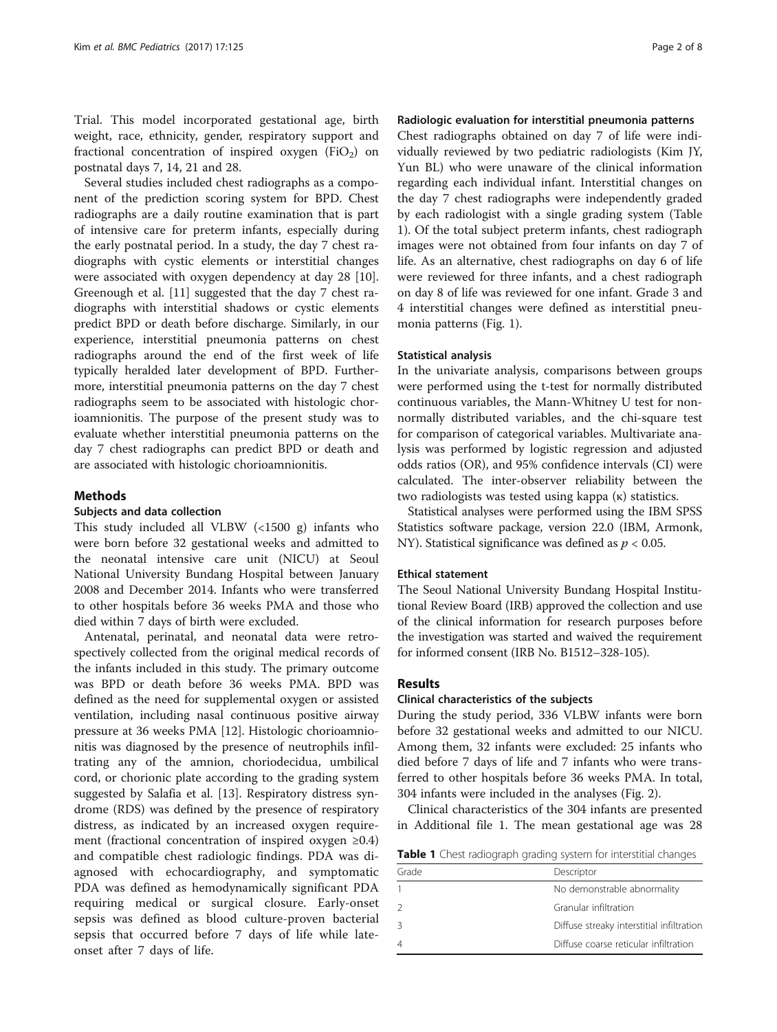Trial. This model incorporated gestational age, birth weight, race, ethnicity, gender, respiratory support and fractional concentration of inspired oxygen ($FiO_2$) on postnatal days 7, 14, 21 and 28.

Several studies included chest radiographs as a component of the prediction scoring system for BPD. Chest radiographs are a daily routine examination that is part of intensive care for preterm infants, especially during the early postnatal period. In a study, the day 7 chest radiographs with cystic elements or interstitial changes were associated with oxygen dependency at day 28 [10]. Greenough et al. [11] suggested that the day 7 chest radiographs with interstitial shadows or cystic elements predict BPD or death before discharge. Similarly, in our experience, interstitial pneumonia patterns on chest radiographs around the end of the first week of life typically heralded later development of BPD. Furthermore, interstitial pneumonia patterns on the day 7 chest radiographs seem to be associated with histologic chorioamnionitis. The purpose of the present study was to evaluate whether interstitial pneumonia patterns on the day 7 chest radiographs can predict BPD or death and are associated with histologic chorioamnionitis.

## Methods

### Subjects and data collection

This study included all VLBW (<1500 g) infants who were born before 32 gestational weeks and admitted to the neonatal intensive care unit (NICU) at Seoul National University Bundang Hospital between January 2008 and December 2014. Infants who were transferred to other hospitals before 36 weeks PMA and those who died within 7 days of birth were excluded.

Antenatal, perinatal, and neonatal data were retrospectively collected from the original medical records of the infants included in this study. The primary outcome was BPD or death before 36 weeks PMA. BPD was defined as the need for supplemental oxygen or assisted ventilation, including nasal continuous positive airway pressure at 36 weeks PMA [12]. Histologic chorioamnionitis was diagnosed by the presence of neutrophils infiltrating any of the amnion, choriodecidua, umbilical cord, or chorionic plate according to the grading system suggested by Salafia et al. [13]. Respiratory distress syndrome (RDS) was defined by the presence of respiratory distress, as indicated by an increased oxygen requirement (fractional concentration of inspired oxygen ≥0.4) and compatible chest radiologic findings. PDA was diagnosed with echocardiography, and symptomatic PDA was defined as hemodynamically significant PDA requiring medical or surgical closure. Early-onset sepsis was defined as blood culture-proven bacterial sepsis that occurred before 7 days of life while late-onset after 7 days of life.

### Radiologic evaluation for interstitial pneumonia patterns

Chest radiographs obtained on day 7 of life were individually reviewed by two pediatric radiologists (Kim JY, Yun BL) who were unaware of the clinical information regarding each individual infant. Interstitial changes on the day 7 chest radiographs were independently graded by each radiologist with a single grading system (Table 1). Of the total subject preterm infants, chest radiograph images were not obtained from four infants on day 7 of life. As an alternative, chest radiographs on day 6 of life were reviewed for three infants, and a chest radiograph on day 8 of life was reviewed for one infant. Grade 3 and 4 interstitial changes were defined as interstitial pneumonia patterns (Fig. 1).

### Statistical analysis

In the univariate analysis, comparisons between groups were performed using the t-test for normally distributed continuous variables, the Mann-Whitney U test for non-normally distributed variables, and the chi-square test for comparison of categorical variables. Multivariate analysis was performed by logistic regression and adjusted odds ratios (OR), and 95% confidence intervals (CI) were calculated. The inter-observer reliability between the two radiologists was tested using kappa (κ) statistics.

Statistical analyses were performed using the IBM SPSS Statistics software package, version 22.0 (IBM, Armonk, NY). Statistical significance was defined as $p < 0.05$.

### Ethical statement

The Seoul National University Bundang Hospital Institutional Review Board (IRB) approved the collection and use of the clinical information for research purposes before the investigation was started and waived the requirement for informed consent (IRB No. B1512–328-105).

## Results

### Clinical characteristics of the subjects

During the study period, 336 VLBW infants were born before 32 gestational weeks and admitted to our NICU. Among them, 32 infants were excluded: 25 infants who died before 7 days of life and 7 infants who were transferred to other hospitals before 36 weeks PMA. In total, 304 infants were included in the analyses (Fig. 2).

Clinical characteristics of the 304 infants are presented in Additional file 1. The mean gestational age was 28

**Table 1** Chest radiograph grading system for interstitial changes

| Grade | Descriptor |
| --- | --- |
| 1 | No demonstrable abnormality |
| 2 | Granular infiltration |
| 3 | Diffuse streaky interstitial infiltration |
| 4 | Diffuse coarse reticular infiltration |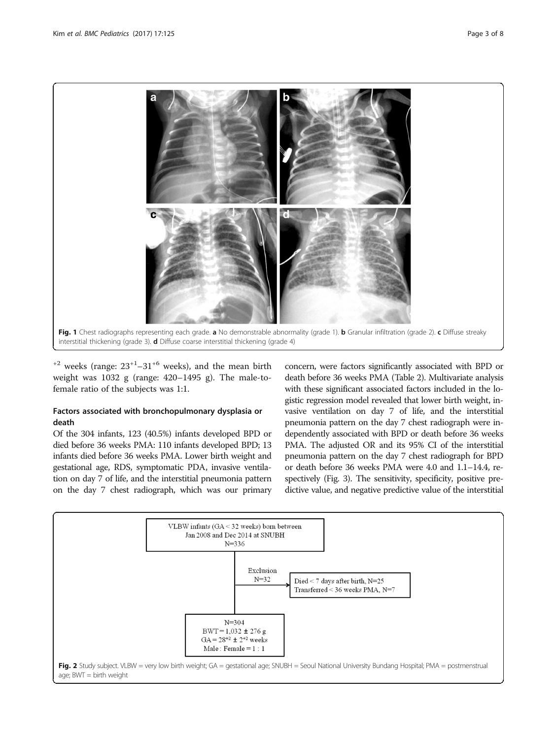Fig. 1 Chest radiographs representing each grade. **a** No demonstrable abnormality (grade 1). **b** Granular infiltration (grade 2). **c** Diffuse streaky interstitial thickening (grade 3). **d** Diffuse coarse interstitial thickening (grade 4)

$^{+2}$ weeks (range: $23^{+1}$–$31^{+6}$ weeks), and the mean birth weight was 1032 g (range: 420–1495 g). The male-to-female ratio of the subjects was 1:1.

## Factors associated with bronchopulmonary dysplasia or death

Of the 304 infants, 123 (40.5%) infants developed BPD or died before 36 weeks PMA: 110 infants developed BPD; 13 infants died before 36 weeks PMA. Lower birth weight and gestational age, RDS, symptomatic PDA, invasive ventilation on day 7 of life, and the interstitial pneumonia pattern on the day 7 chest radiograph, which was our primary concern, were factors significantly associated with BPD or death before 36 weeks PMA (Table 2). Multivariate analysis with these significant associated factors included in the logistic regression model revealed that lower birth weight, invasive ventilation on day 7 of life, and the interstitial pneumonia pattern on the day 7 chest radiograph were independently associated with BPD or death before 36 weeks PMA. The adjusted OR and its 95% CI of the interstitial pneumonia pattern on the day 7 chest radiograph for BPD or death before 36 weeks PMA were 4.0 and 1.1–14.4, respectively (Fig. 3). The sensitivity, specificity, positive predictive value, and negative predictive value of the interstitial

VLBW infants (GA < 32 weeks) born between Jan 2008 and Dec 2014 at SNUBH
N=336

Exclusion
N=32

Died < 7 days after birth, N=25
Transferred < 36 weeks PMA, N=7

N=304
BWT = 1,032 ± 276 g
GA = $28^{+2}$ ± $2^{+2}$ weeks
Male : Female = 1 : 1

Fig. 2 Study subject. VLBW = very low birth weight; GA = gestational age; SNUBH = Seoul National University Bundang Hospital; PMA = postmenstrual age; BWT = birth weight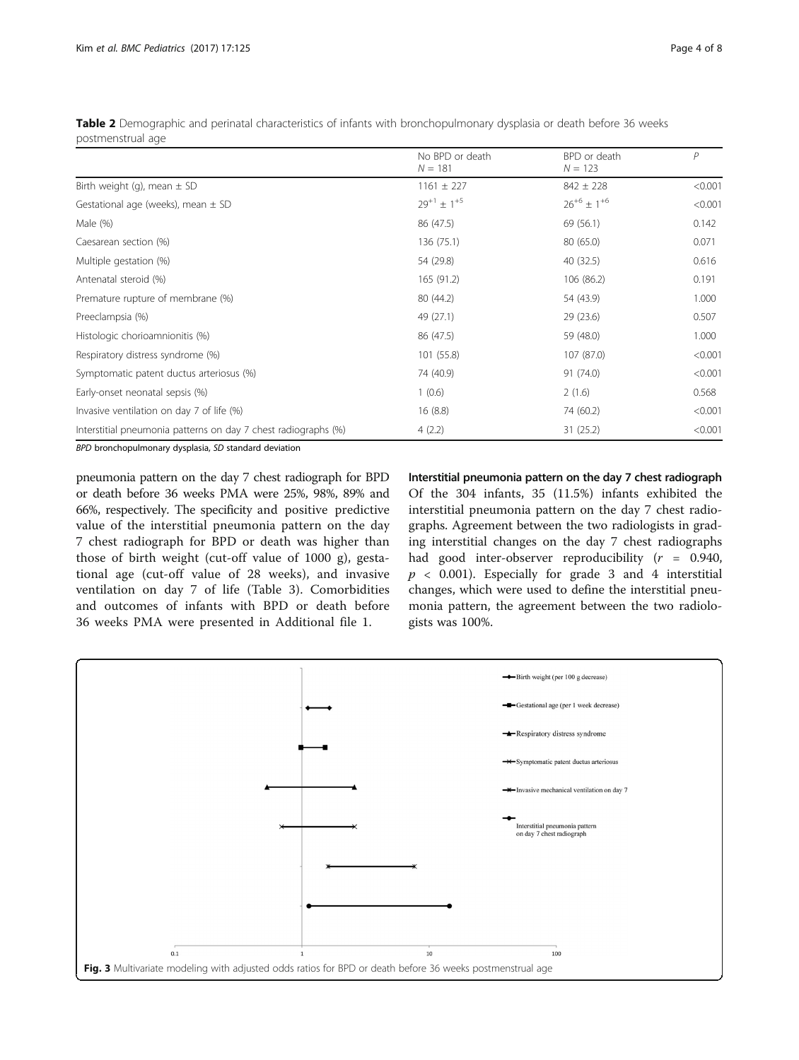**Table 2** Demographic and perinatal characteristics of infants with bronchopulmonary dysplasia or death before 36 weeks postmenstrual age

| | No BPD or death $N = 181$ | BPD or death $N = 123$ | $P$ |
|---|---|---|---|
| Birth weight (g), mean ± SD | 1161 ± 227 | 842 ± 228 | <0.001 |
| Gestational age (weeks), mean ± SD | $29^{+1} \pm 1^{+5}$ | $26^{+6} \pm 1^{+6}$ | <0.001 |
| Male (%) | 86 (47.5) | 69 (56.1) | 0.142 |
| Caesarean section (%) | 136 (75.1) | 80 (65.0) | 0.071 |
| Multiple gestation (%) | 54 (29.8) | 40 (32.5) | 0.616 |
| Antenatal steroid (%) | 165 (91.2) | 106 (86.2) | 0.191 |
| Premature rupture of membrane (%) | 80 (44.2) | 54 (43.9) | 1.000 |
| Preeclampsia (%) | 49 (27.1) | 29 (23.6) | 0.507 |
| Histologic chorioamnionitis (%) | 86 (47.5) | 59 (48.0) | 1.000 |
| Respiratory distress syndrome (%) | 101 (55.8) | 107 (87.0) | <0.001 |
| Symptomatic patent ductus arteriosus (%) | 74 (40.9) | 91 (74.0) | <0.001 |
| Early-onset neonatal sepsis (%) | 1 (0.6) | 2 (1.6) | 0.568 |
| Invasive ventilation on day 7 of life (%) | 16 (8.8) | 74 (60.2) | <0.001 |
| Interstitial pneumonia patterns on day 7 chest radiographs (%) | 4 (2.2) | 31 (25.2) | <0.001 |

*BPD* bronchopulmonary dysplasia, *SD* standard deviation

pneumonia pattern on the day 7 chest radiograph for BPD or death before 36 weeks PMA were 25%, 98%, 89% and 66%, respectively. The specificity and positive predictive value of the interstitial pneumonia pattern on the day 7 chest radiograph for BPD or death was higher than those of birth weight (cut-off value of 1000 g), gestational age (cut-off value of 28 weeks), and invasive ventilation on day 7 of life (Table 3). Comorbidities and outcomes of infants with BPD or death before 36 weeks PMA were presented in Additional file 1.

### Interstitial pneumonia pattern on the day 7 chest radiograph

Of the 304 infants, 35 (11.5%) infants exhibited the interstitial pneumonia pattern on the day 7 chest radiographs. Agreement between the two radiologists in grading interstitial changes on the day 7 chest radiographs had good inter-observer reproducibility ($r = 0.940$, $p < 0.001$). Especially for grade 3 and 4 interstitial changes, which were used to define the interstitial pneumonia pattern, the agreement between the two radiologists was 100%.

**Fig. 3** Multivariate modeling with adjusted odds ratios for BPD or death before 36 weeks postmenstrual age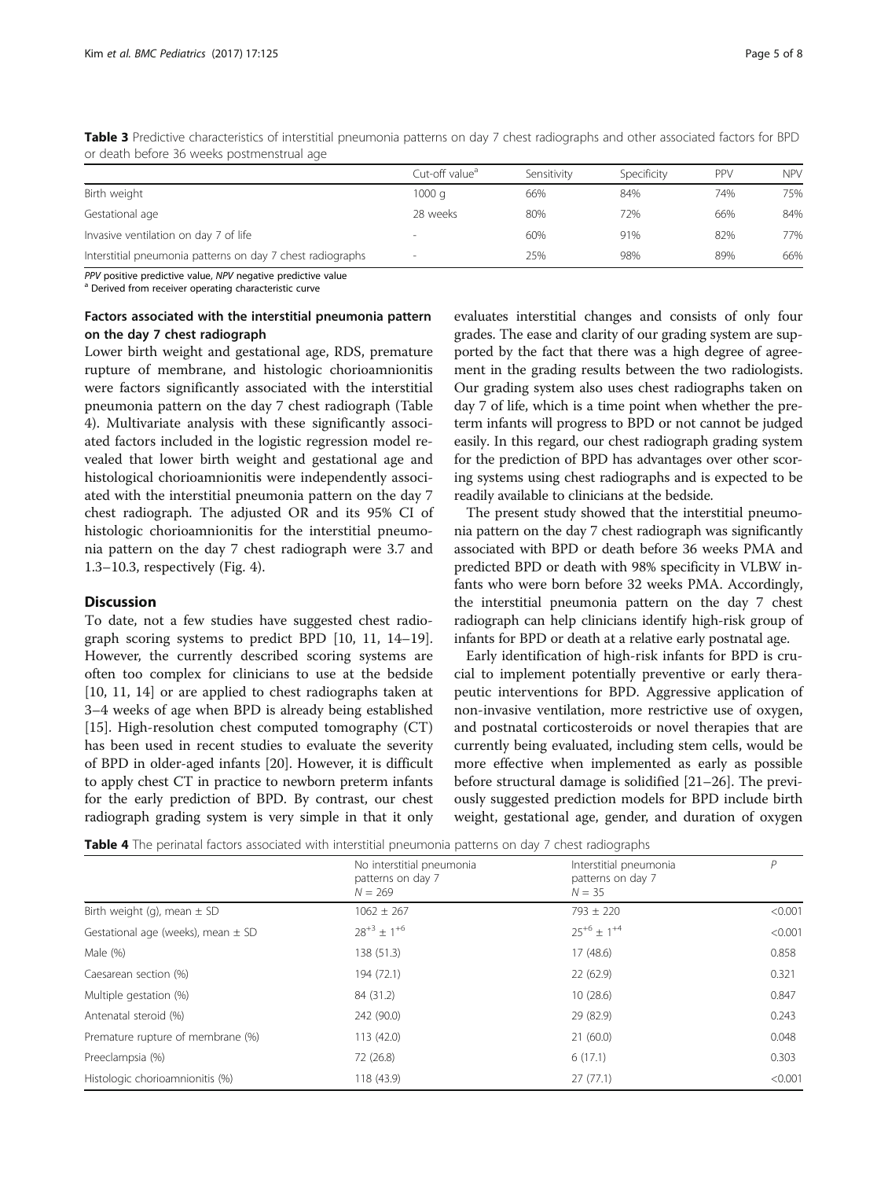**Table 3** Predictive characteristics of interstitial pneumonia patterns on day 7 chest radiographs and other associated factors for BPD or death before 36 weeks postmenstrual age

| | Cut-off value[a] | Sensitivity | Specificity | PPV | NPV |
|---|---|---|---|---|---|
| Birth weight | 1000 g | 66% | 84% | 74% | 75% |
| Gestational age | 28 weeks | 80% | 72% | 66% | 84% |
| Invasive ventilation on day 7 of life | - | 60% | 91% | 82% | 77% |
| Interstitial pneumonia patterns on day 7 chest radiographs | - | 25% | 98% | 89% | 66% |

*PPV* positive predictive value, *NPV* negative predictive value
[a] Derived from receiver operating characteristic curve

### Factors associated with the interstitial pneumonia pattern on the day 7 chest radiograph

Lower birth weight and gestational age, RDS, premature rupture of membrane, and histologic chorioamnionitis were factors significantly associated with the interstitial pneumonia pattern on the day 7 chest radiograph (Table 4). Multivariate analysis with these significantly associated factors included in the logistic regression model revealed that lower birth weight and gestational age and histological chorioamnionitis were independently associated with the interstitial pneumonia pattern on the day 7 chest radiograph. The adjusted OR and its 95% CI of histologic chorioamnionitis for the interstitial pneumonia pattern on the day 7 chest radiograph were 3.7 and 1.3–10.3, respectively (Fig. 4).

## Discussion

To date, not a few studies have suggested chest radiograph scoring systems to predict BPD [10, 11, 14–19]. However, the currently described scoring systems are often too complex for clinicians to use at the bedside [10, 11, 14] or are applied to chest radiographs taken at 3–4 weeks of age when BPD is already being established [15]. High-resolution chest computed tomography (CT) has been used in recent studies to evaluate the severity of BPD in older-aged infants [20]. However, it is difficult to apply chest CT in practice to newborn preterm infants for the early prediction of BPD. By contrast, our chest radiograph grading system is very simple in that it only evaluates interstitial changes and consists of only four grades. The ease and clarity of our grading system are supported by the fact that there was a high degree of agreement in the grading results between the two radiologists. Our grading system also uses chest radiographs taken on day 7 of life, which is a time point when whether the preterm infants will progress to BPD or not cannot be judged easily. In this regard, our chest radiograph grading system for the prediction of BPD has advantages over other scoring systems using chest radiographs and is expected to be readily available to clinicians at the bedside.

The present study showed that the interstitial pneumonia pattern on the day 7 chest radiograph was significantly associated with BPD or death before 36 weeks PMA and predicted BPD or death with 98% specificity in VLBW infants who were born before 32 weeks PMA. Accordingly, the interstitial pneumonia pattern on the day 7 chest radiograph can help clinicians identify high-risk group of infants for BPD or death at a relative early postnatal age.

Early identification of high-risk infants for BPD is crucial to implement potentially preventive or early therapeutic interventions for BPD. Aggressive application of non-invasive ventilation, more restrictive use of oxygen, and postnatal corticosteroids or novel therapies that are currently being evaluated, including stem cells, would be more effective when implemented as early as possible before structural damage is solidified [21–26]. The previously suggested prediction models for BPD include birth weight, gestational age, gender, and duration of oxygen

**Table 4** The perinatal factors associated with interstitial pneumonia patterns on day 7 chest radiographs

| | No interstitial pneumonia patterns on day 7 $N = 269$ | Interstitial pneumonia patterns on day 7 $N = 35$ | $P$ |
|---|---|---|---|
| Birth weight (g), mean ± SD | 1062 ± 267 | 793 ± 220 | <0.001 |
| Gestational age (weeks), mean ± SD | $28^{+3} \pm 1^{+6}$ | $25^{+6} \pm 1^{+4}$ | <0.001 |
| Male (%) | 138 (51.3) | 17 (48.6) | 0.858 |
| Caesarean section (%) | 194 (72.1) | 22 (62.9) | 0.321 |
| Multiple gestation (%) | 84 (31.2) | 10 (28.6) | 0.847 |
| Antenatal steroid (%) | 242 (90.0) | 29 (82.9) | 0.243 |
| Premature rupture of membrane (%) | 113 (42.0) | 21 (60.0) | 0.048 |
| Preeclampsia (%) | 72 (26.8) | 6 (17.1) | 0.303 |
| Histologic chorioamnionitis (%) | 118 (43.9) | 27 (77.1) | <0.001 |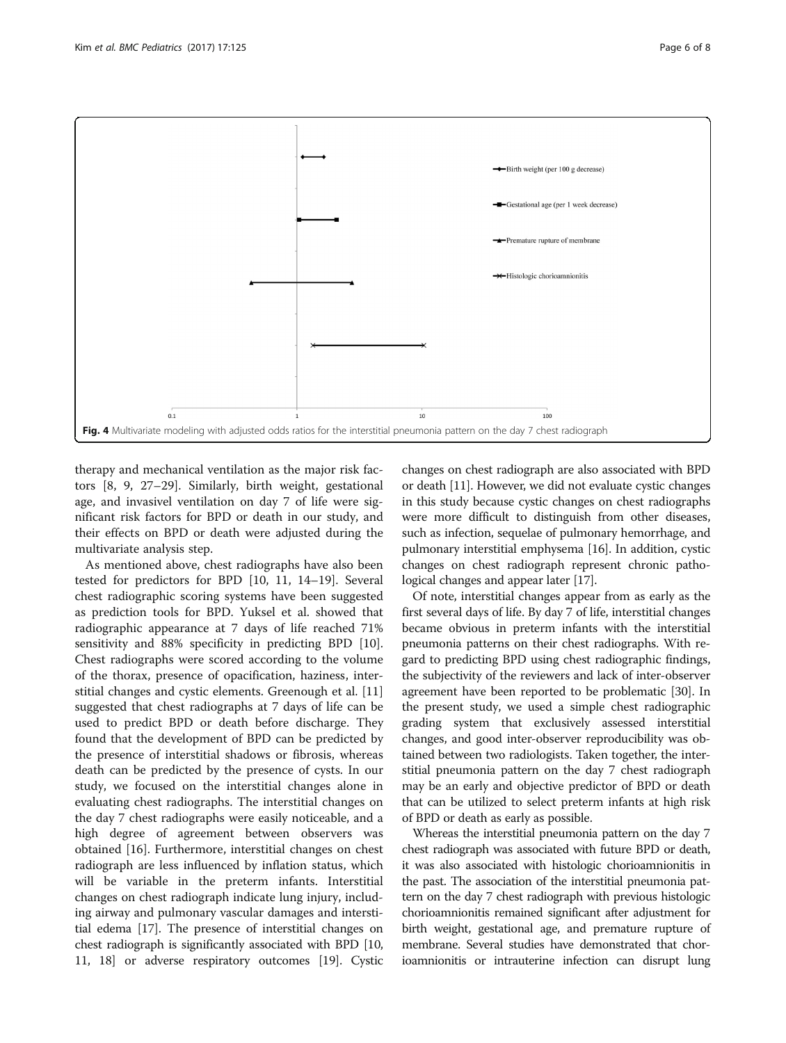Fig. 4 Multivariate modeling with adjusted odds ratios for the interstitial pneumonia pattern on the day 7 chest radiograph

therapy and mechanical ventilation as the major risk factors [8, 9, 27–29]. Similarly, birth weight, gestational age, and invasivel ventilation on day 7 of life were significant risk factors for BPD or death in our study, and their effects on BPD or death were adjusted during the multivariate analysis step.

As mentioned above, chest radiographs have also been tested for predictors for BPD [10, 11, 14–19]. Several chest radiographic scoring systems have been suggested as prediction tools for BPD. Yuksel et al. showed that radiographic appearance at 7 days of life reached 71% sensitivity and 88% specificity in predicting BPD [10]. Chest radiographs were scored according to the volume of the thorax, presence of opacification, haziness, interstitial changes and cystic elements. Greenough et al. [11] suggested that chest radiographs at 7 days of life can be used to predict BPD or death before discharge. They found that the development of BPD can be predicted by the presence of interstitial shadows or fibrosis, whereas death can be predicted by the presence of cysts. In our study, we focused on the interstitial changes alone in evaluating chest radiographs. The interstitial changes on the day 7 chest radiographs were easily noticeable, and a high degree of agreement between observers was obtained [16]. Furthermore, interstitial changes on chest radiograph are less influenced by inflation status, which will be variable in the preterm infants. Interstitial changes on chest radiograph indicate lung injury, including airway and pulmonary vascular damages and interstitial edema [17]. The presence of interstitial changes on chest radiograph is significantly associated with BPD [10, 11, 18] or adverse respiratory outcomes [19]. Cystic changes on chest radiograph are also associated with BPD or death [11]. However, we did not evaluate cystic changes in this study because cystic changes on chest radiographs were more difficult to distinguish from other diseases, such as infection, sequelae of pulmonary hemorrhage, and pulmonary interstitial emphysema [16]. In addition, cystic changes on chest radiograph represent chronic pathological changes and appear later [17].

Of note, interstitial changes appear from as early as the first several days of life. By day 7 of life, interstitial changes became obvious in preterm infants with the interstitial pneumonia patterns on their chest radiographs. With regard to predicting BPD using chest radiographic findings, the subjectivity of the reviewers and lack of inter-observer agreement have been reported to be problematic [30]. In the present study, we used a simple chest radiographic grading system that exclusively assessed interstitial changes, and good inter-observer reproducibility was obtained between two radiologists. Taken together, the interstitial pneumonia pattern on the day 7 chest radiograph may be an early and objective predictor of BPD or death that can be utilized to select preterm infants at high risk of BPD or death as early as possible.

Whereas the interstitial pneumonia pattern on the day 7 chest radiograph was associated with future BPD or death, it was also associated with histologic chorioamnionitis in the past. The association of the interstitial pneumonia pattern on the day 7 chest radiograph with previous histologic chorioamnionitis remained significant after adjustment for birth weight, gestational age, and premature rupture of membrane. Several studies have demonstrated that chorioamnionitis or intrauterine infection can disrupt lung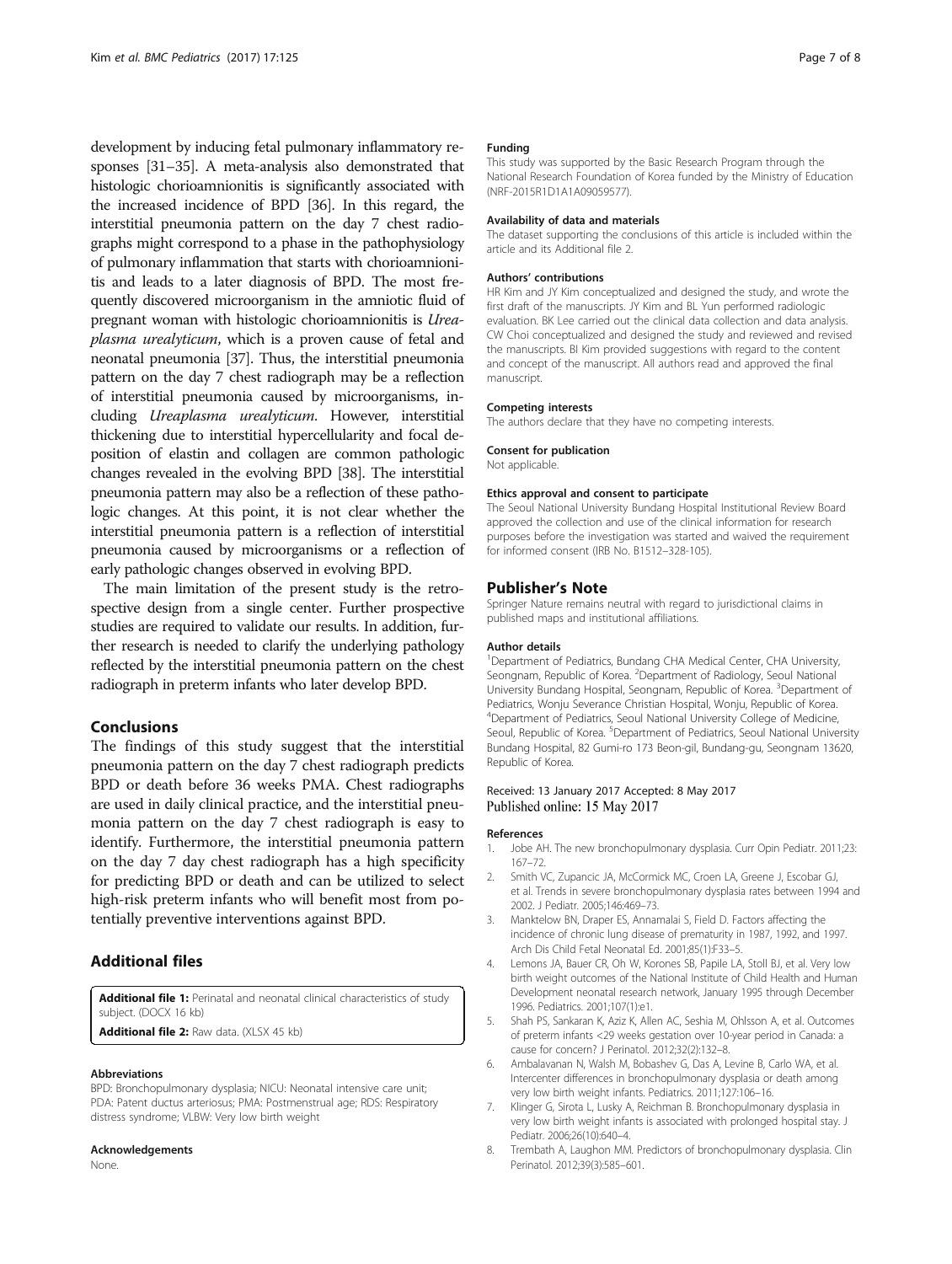development by inducing fetal pulmonary inflammatory responses [31–35]. A meta-analysis also demonstrated that histologic chorioamnionitis is significantly associated with the increased incidence of BPD [36]. In this regard, the interstitial pneumonia pattern on the day 7 chest radiographs might correspond to a phase in the pathophysiology of pulmonary inflammation that starts with chorioamnionitis and leads to a later diagnosis of BPD. The most frequently discovered microorganism in the amniotic fluid of pregnant woman with histologic chorioamnionitis is *Ureaplasma urealyticum*, which is a proven cause of fetal and neonatal pneumonia [37]. Thus, the interstitial pneumonia pattern on the day 7 chest radiograph may be a reflection of interstitial pneumonia caused by microorganisms, including *Ureaplasma urealyticum*. However, interstitial thickening due to interstitial hypercellularity and focal deposition of elastin and collagen are common pathologic changes revealed in the evolving BPD [38]. The interstitial pneumonia pattern may also be a reflection of these pathologic changes. At this point, it is not clear whether the interstitial pneumonia pattern is a reflection of interstitial pneumonia caused by microorganisms or a reflection of early pathologic changes observed in evolving BPD.

The main limitation of the present study is the retrospective design from a single center. Further prospective studies are required to validate our results. In addition, further research is needed to clarify the underlying pathology reflected by the interstitial pneumonia pattern on the chest radiograph in preterm infants who later develop BPD.

## Conclusions

The findings of this study suggest that the interstitial pneumonia pattern on the day 7 chest radiograph predicts BPD or death before 36 weeks PMA. Chest radiographs are used in daily clinical practice, and the interstitial pneumonia pattern on the day 7 chest radiograph is easy to identify. Furthermore, the interstitial pneumonia pattern on the day 7 day chest radiograph has a high specificity for predicting BPD or death and can be utilized to select high-risk preterm infants who will benefit most from potentially preventive interventions against BPD.

## Additional files

**Additional file 1:** Perinatal and neonatal clinical characteristics of study subject. (DOCX 16 kb)

**Additional file 2:** Raw data. (XLSX 45 kb)

#### Abbreviations

BPD: Bronchopulmonary dysplasia; NICU: Neonatal intensive care unit; PDA: Patent ductus arteriosus; PMA: Postmenstrual age; RDS: Respiratory distress syndrome; VLBW: Very low birth weight

#### Acknowledgements

None.

#### Funding

This study was supported by the Basic Research Program through the National Research Foundation of Korea funded by the Ministry of Education (NRF-2015R1D1A1A09059577).

#### Availability of data and materials

The dataset supporting the conclusions of this article is included within the article and its Additional file 2.

#### Authors' contributions

HR Kim and JY Kim conceptualized and designed the study, and wrote the first draft of the manuscripts. JY Kim and BL Yun performed radiologic evaluation. BK Lee carried out the clinical data collection and data analysis. CW Choi conceptualized and designed the study and reviewed and revised the manuscripts. BI Kim provided suggestions with regard to the content and concept of the manuscript. All authors read and approved the final manuscript.

#### Competing interests

The authors declare that they have no competing interests.

#### Consent for publication

Not applicable.

#### Ethics approval and consent to participate

The Seoul National University Bundang Hospital Institutional Review Board approved the collection and use of the clinical information for research purposes before the investigation was started and waived the requirement for informed consent (IRB No. B1512–328-105).

## Publisher's Note

Springer Nature remains neutral with regard to jurisdictional claims in published maps and institutional affiliations.

#### Author details

[1]Department of Pediatrics, Bundang CHA Medical Center, CHA University, Seongnam, Republic of Korea. [2]Department of Radiology, Seoul National University Bundang Hospital, Seongnam, Republic of Korea. [3]Department of Pediatrics, Wonju Severance Christian Hospital, Wonju, Republic of Korea. [4]Department of Pediatrics, Seoul National University College of Medicine, Seoul, Republic of Korea. [5]Department of Pediatrics, Seoul National University Bundang Hospital, 82 Gumi-ro 173 Beon-gil, Bundang-gu, Seongnam 13620, Republic of Korea.

Received: 13 January 2017 Accepted: 8 May 2017
Published online: 15 May 2017

#### References

1. Jobe AH. The new bronchopulmonary dysplasia. Curr Opin Pediatr. 2011;23:167–72.
2. Smith VC, Zupancic JA, McCormick MC, Croen LA, Greene J, Escobar GJ, et al. Trends in severe bronchopulmonary dysplasia rates between 1994 and 2002. J Pediatr. 2005;146:469–73.
3. Manktelow BN, Draper ES, Annamalai S, Field D. Factors affecting the incidence of chronic lung disease of prematurity in 1987, 1992, and 1997. Arch Dis Child Fetal Neonatal Ed. 2001;85(1):F33–5.
4. Lemons JA, Bauer CR, Oh W, Korones SB, Papile LA, Stoll BJ, et al. Very low birth weight outcomes of the National Institute of Child Health and Human Development neonatal research network, January 1995 through December 1996. Pediatrics. 2001;107(1):e1.
5. Shah PS, Sankaran K, Aziz K, Allen AC, Seshia M, Ohlsson A, et al. Outcomes of preterm infants <29 weeks gestation over 10-year period in Canada: a cause for concern? J Perinatol. 2012;32(2):132–8.
6. Ambalavanan N, Walsh M, Bobashev G, Das A, Levine B, Carlo WA, et al. Intercenter differences in bronchopulmonary dysplasia or death among very low birth weight infants. Pediatrics. 2011;127:106–16.
7. Klinger G, Sirota L, Lusky A, Reichman B. Bronchopulmonary dysplasia in very low birth weight infants is associated with prolonged hospital stay. J Pediatr. 2006;26(10):640–4.
8. Trembath A, Laughon MM. Predictors of bronchopulmonary dysplasia. Clin Perinatol. 2012;39(3):585–601.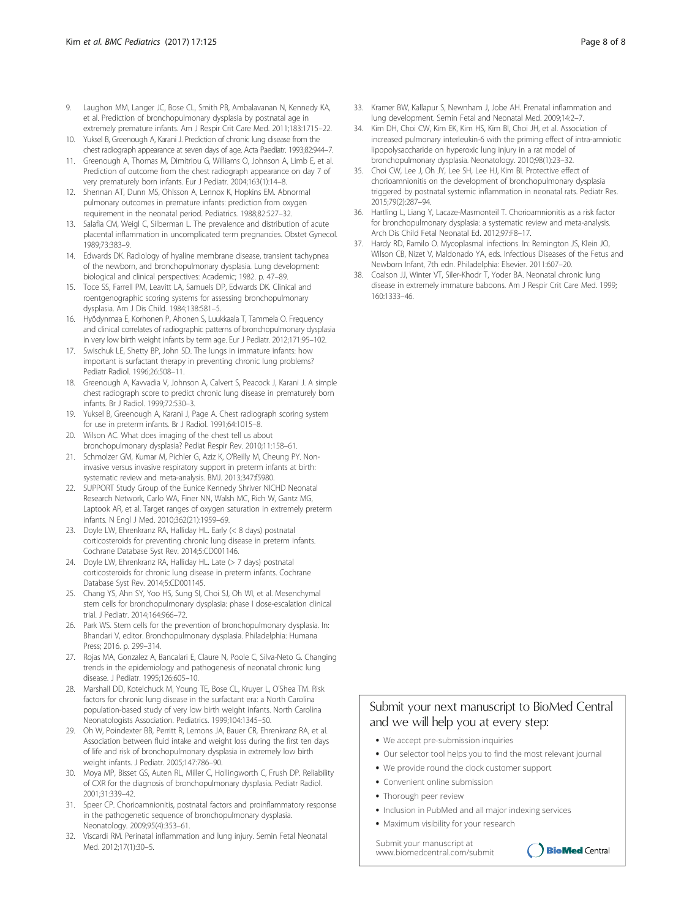9. Laughon MM, Langer JC, Bose CL, Smith PB, Ambalavanan N, Kennedy KA, et al. Prediction of bronchopulmonary dysplasia by postnatal age in extremely premature infants. Am J Respir Crit Care Med. 2011;183:1715–22.
10. Yuksel B, Greenough A, Karani J. Prediction of chronic lung disease from the chest radiograph appearance at seven days of age. Acta Paediatr. 1993;82:944–7.
11. Greenough A, Thomas M, Dimitriou G, Williams O, Johnson A, Limb E, et al. Prediction of outcome from the chest radiograph appearance on day 7 of very prematurely born infants. Eur J Pediatr. 2004;163(1):14–8.
12. Shennan AT, Dunn MS, Ohlsson A, Lennox K, Hopkins EM. Abnormal pulmonary outcomes in premature infants: prediction from oxygen requirement in the neonatal period. Pediatrics. 1988;82:527–32.
13. Salafia CM, Weigl C, Silberman L. The prevalence and distribution of acute placental inflammation in uncomplicated term pregnancies. Obstet Gynecol. 1989;73:383–9.
14. Edwards DK. Radiology of hyaline membrane disease, transient tachypnea of the newborn, and bronchopulmonary dysplasia. Lung development: biological and clinical perspectives: Academic; 1982. p. 47–89.
15. Toce SS, Farrell PM, Leavitt LA, Samuels DP, Edwards DK. Clinical and roentgenographic scoring systems for assessing bronchopulmonary dysplasia. Am J Dis Child. 1984;138:581–5.
16. Hyödynmaa E, Korhonen P, Ahonen S, Luukkaala T, Tammela O. Frequency and clinical correlates of radiographic patterns of bronchopulmonary dysplasia in very low birth weight infants by term age. Eur J Pediatr. 2012;171:95–102.
17. Swischuk LE, Shetty BP, John SD. The lungs in immature infants: how important is surfactant therapy in preventing chronic lung problems? Pediatr Radiol. 1996;26:508–11.
18. Greenough A, Kavvadia V, Johnson A, Calvert S, Peacock J, Karani J. A simple chest radiograph score to predict chronic lung disease in prematurely born infants. Br J Radiol. 1999;72:530–3.
19. Yuksel B, Greenough A, Karani J, Page A. Chest radiograph scoring system for use in preterm infants. Br J Radiol. 1991;64:1015–8.
20. Wilson AC. What does imaging of the chest tell us about bronchopulmonary dysplasia? Pediat Respir Rev. 2010;11:158–61.
21. Schmolzer GM, Kumar M, Pichler G, Aziz K, O'Reilly M, Cheung PY. Non-invasive versus invasive respiratory support in preterm infants at birth: systematic review and meta-analysis. BMJ. 2013;347:f5980.
22. SUPPORT Study Group of the Eunice Kennedy Shriver NICHD Neonatal Research Network, Carlo WA, Finer NN, Walsh MC, Rich W, Gantz MG, Laptook AR, et al. Target ranges of oxygen saturation in extremely preterm infants. N Engl J Med. 2010;362(21):1959–69.
23. Doyle LW, Ehrenkranz RA, Halliday HL. Early (< 8 days) postnatal corticosteroids for preventing chronic lung disease in preterm infants. Cochrane Database Syst Rev. 2014;5:CD001146.
24. Doyle LW, Ehrenkranz RA, Halliday HL. Late (> 7 days) postnatal corticosteroids for chronic lung disease in preterm infants. Cochrane Database Syst Rev. 2014;5:CD001145.
25. Chang YS, Ahn SY, Yoo HS, Sung SI, Choi SJ, Oh WI, et al. Mesenchymal stem cells for bronchopulmonary dysplasia: phase I dose-escalation clinical trial. J Pediatr. 2014;164:966–72.
26. Park WS. Stem cells for the prevention of bronchopulmonary dysplasia. In: Bhandari V, editor. Bronchopulmonary dysplasia. Philadelphia: Humana Press; 2016. p. 299–314.
27. Rojas MA, Gonzalez A, Bancalari E, Claure N, Poole C, Silva-Neto G. Changing trends in the epidemiology and pathogenesis of neonatal chronic lung disease. J Pediatr. 1995;126:605–10.
28. Marshall DD, Kotelchuck M, Young TE, Bose CL, Kruyer L, O'Shea TM. Risk factors for chronic lung disease in the surfactant era: a North Carolina population-based study of very low birth weight infants. North Carolina Neonatologists Association. Pediatrics. 1999;104:1345–50.
29. Oh W, Poindexter BB, Perritt R, Lemons JA, Bauer CR, Ehrenkranz RA, et al. Association between fluid intake and weight loss during the first ten days of life and risk of bronchopulmonary dysplasia in extremely low birth weight infants. J Pediatr. 2005;147:786–90.
30. Moya MP, Bisset GS, Auten RL, Miller C, Hollingworth C, Frush DP. Reliability of CXR for the diagnosis of bronchopulmonary dysplasia. Pediatr Radiol. 2001;31:339–42.
31. Speer CP. Chorioamnionitis, postnatal factors and proinflammatory response in the pathogenetic sequence of bronchopulmonary dysplasia. Neonatology. 2009;95(4):353–61.
32. Viscardi RM. Perinatal inflammation and lung injury. Semin Fetal Neonatal Med. 2012;17(1):30–5.
33. Kramer BW, Kallapur S, Newnham J, Jobe AH. Prenatal inflammation and lung development. Semin Fetal and Neonatal Med. 2009;14:2–7.
34. Kim DH, Choi CW, Kim EK, Kim HS, Kim BI, Choi JH, et al. Association of increased pulmonary interleukin-6 with the priming effect of intra-amniotic lipopolysaccharide on hyperoxic lung injury in a rat model of bronchopulmonary dysplasia. Neonatology. 2010;98(1):23–32.
35. Choi CW, Lee J, Oh JY, Lee SH, Lee HJ, Kim BI. Protective effect of chorioamnionitis on the development of bronchopulmonary dysplasia triggered by postnatal systemic inflammation in neonatal rats. Pediatr Res. 2015;79(2):287–94.
36. Hartling L, Liang Y, Lacaze-Masmonteil T. Chorioamnionitis as a risk factor for bronchopulmonary dysplasia: a systematic review and meta-analysis. Arch Dis Child Fetal Neonatal Ed. 2012;97:F8–17.
37. Hardy RD, Ramilo O. Mycoplasmal infections. In: Remington JS, Klein JO, Wilson CB, Nizet V, Maldonado YA, eds. Infectious Diseases of the Fetus and Newborn Infant, 7th edn. Philadelphia: Elsevier. 2011:607–20.
38. Coalson JJ, Winter VT, Siler-Khodr T, Yoder BA. Neonatal chronic lung disease in extremely immature baboons. Am J Respir Crit Care Med. 1999; 160:1333–46.

Submit your next manuscript to BioMed Central and we will help you at every step:

- We accept pre-submission inquiries
- Our selector tool helps you to find the most relevant journal
- We provide round the clock customer support
- Convenient online submission
- Thorough peer review
- Inclusion in PubMed and all major indexing services
- Maximum visibility for your research

Submit your manuscript at
www.biomedcentral.com/submit

BioMed Central